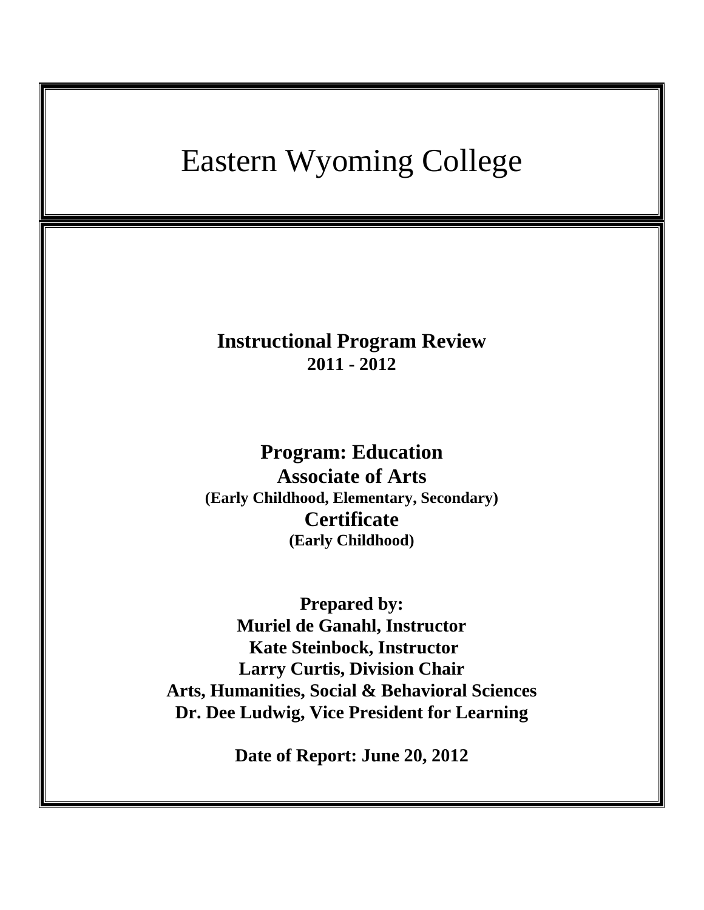# Eastern Wyoming College

## Instructional Program Review
**2011 - 2012**

## Program: Education
### Associate of Arts
**(Early Childhood, Elementary, Secondary)**
### Certificate
**(Early Childhood)**

**Prepared by:**
**Muriel de Ganahl, Instructor**
**Kate Steinbock, Instructor**
**Larry Curtis, Division Chair**
**Arts, Humanities, Social & Behavioral Sciences**
**Dr. Dee Ludwig, Vice President for Learning**

**Date of Report: June 20, 2012**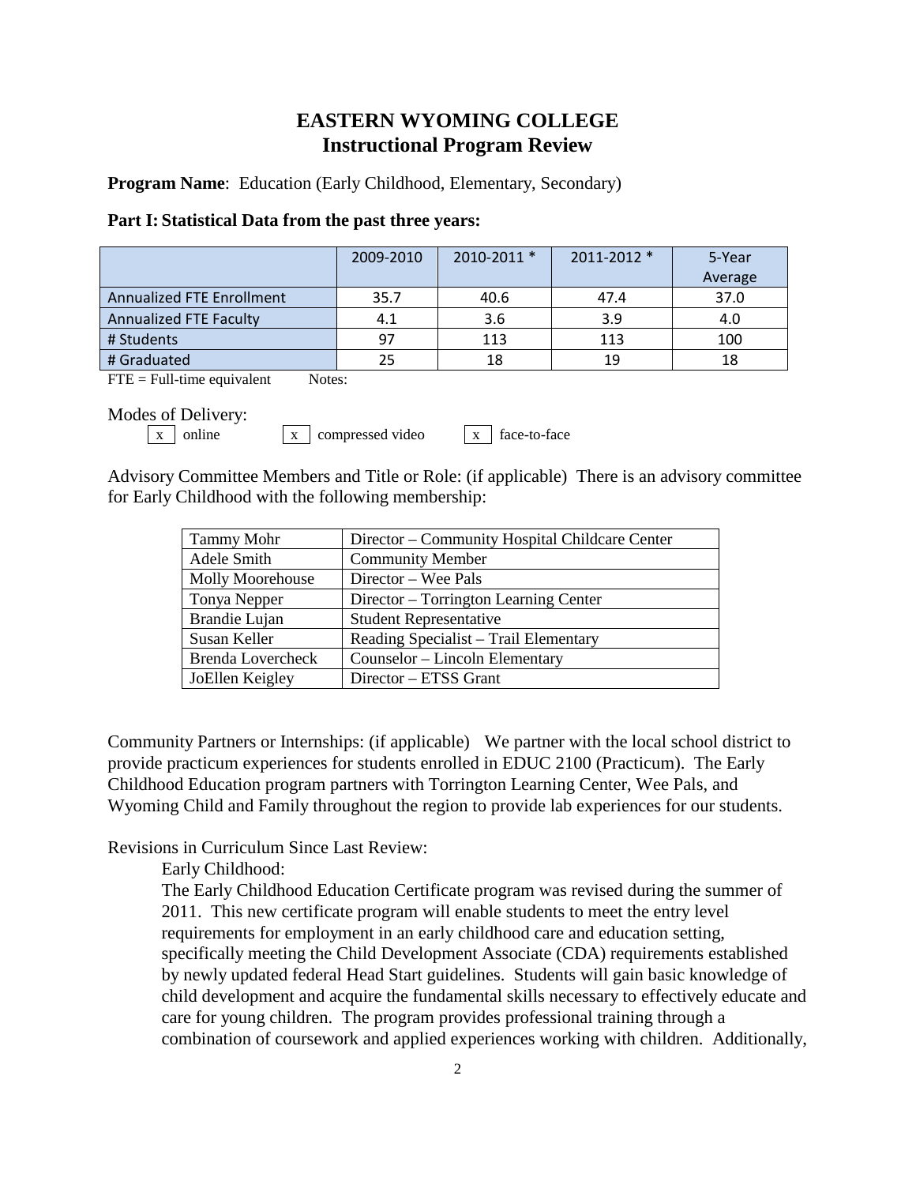# EASTERN WYOMING COLLEGE
# Instructional Program Review

**Program Name**: Education (Early Childhood, Elementary, Secondary)

**Part I: Statistical Data from the past three years:**

| | 2009-2010 | 2010-2011 * | 2011-2012 * | 5-Year Average |
|---|---|---|---|---|
| Annualized FTE Enrollment | 35.7 | 40.6 | 47.4 | 37.0 |
| Annualized FTE Faculty | 4.1 | 3.6 | 3.9 | 4.0 |
| # Students | 97 | 113 | 113 | 100 |
| # Graduated | 25 | 18 | 19 | 18 |

FTE = Full-time equivalent        Notes:

Modes of Delivery:

[x] online    [x] compressed video    [x] face-to-face

Advisory Committee Members and Title or Role: (if applicable) There is an advisory committee for Early Childhood with the following membership:

| Name | Title or Role |
|---|---|
| Tammy Mohr | Director – Community Hospital Childcare Center |
| Adele Smith | Community Member |
| Molly Moorehouse | Director – Wee Pals |
| Tonya Nepper | Director – Torrington Learning Center |
| Brandie Lujan | Student Representative |
| Susan Keller | Reading Specialist – Trail Elementary |
| Brenda Lovercheck | Counselor – Lincoln Elementary |
| JoEllen Keigley | Director – ETSS Grant |

Community Partners or Internships: (if applicable) We partner with the local school district to provide practicum experiences for students enrolled in EDUC 2100 (Practicum). The Early Childhood Education program partners with Torrington Learning Center, Wee Pals, and Wyoming Child and Family throughout the region to provide lab experiences for our students.

Revisions in Curriculum Since Last Review:

Early Childhood:

The Early Childhood Education Certificate program was revised during the summer of 2011. This new certificate program will enable students to meet the entry level requirements for employment in an early childhood care and education setting, specifically meeting the Child Development Associate (CDA) requirements established by newly updated federal Head Start guidelines. Students will gain basic knowledge of child development and acquire the fundamental skills necessary to effectively educate and care for young children. The program provides professional training through a combination of coursework and applied experiences working with children. Additionally,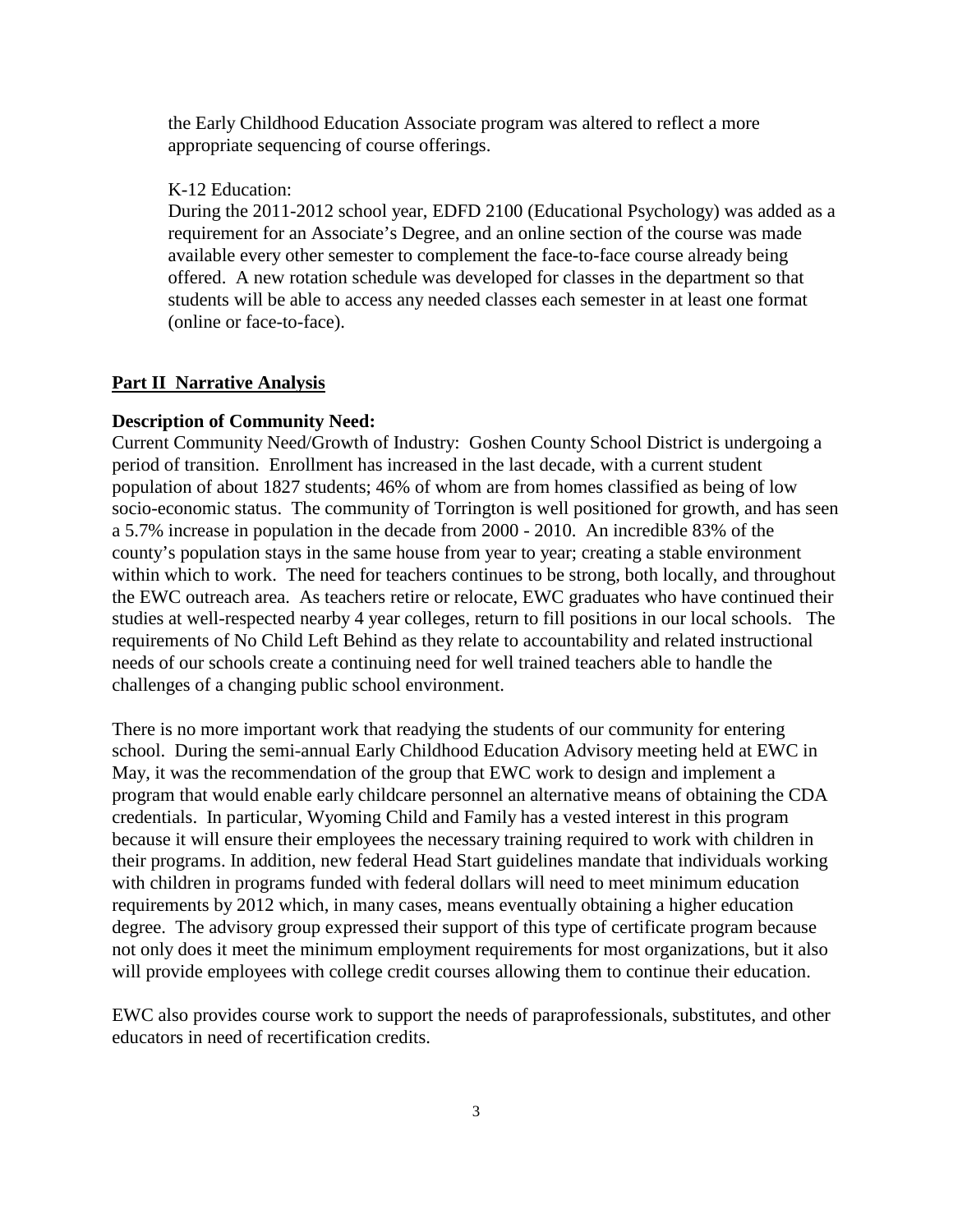the Early Childhood Education Associate program was altered to reflect a more appropriate sequencing of course offerings.

K-12 Education:
During the 2011-2012 school year, EDFD 2100 (Educational Psychology) was added as a requirement for an Associate's Degree, and an online section of the course was made available every other semester to complement the face-to-face course already being offered. A new rotation schedule was developed for classes in the department so that students will be able to access any needed classes each semester in at least one format (online or face-to-face).

## Part II Narrative Analysis

**Description of Community Need:**

Current Community Need/Growth of Industry: Goshen County School District is undergoing a period of transition. Enrollment has increased in the last decade, with a current student population of about 1827 students; 46% of whom are from homes classified as being of low socio-economic status. The community of Torrington is well positioned for growth, and has seen a 5.7% increase in population in the decade from 2000 - 2010. An incredible 83% of the county's population stays in the same house from year to year; creating a stable environment within which to work. The need for teachers continues to be strong, both locally, and throughout the EWC outreach area. As teachers retire or relocate, EWC graduates who have continued their studies at well-respected nearby 4 year colleges, return to fill positions in our local schools. The requirements of No Child Left Behind as they relate to accountability and related instructional needs of our schools create a continuing need for well trained teachers able to handle the challenges of a changing public school environment.

There is no more important work that readying the students of our community for entering school. During the semi-annual Early Childhood Education Advisory meeting held at EWC in May, it was the recommendation of the group that EWC work to design and implement a program that would enable early childcare personnel an alternative means of obtaining the CDA credentials. In particular, Wyoming Child and Family has a vested interest in this program because it will ensure their employees the necessary training required to work with children in their programs. In addition, new federal Head Start guidelines mandate that individuals working with children in programs funded with federal dollars will need to meet minimum education requirements by 2012 which, in many cases, means eventually obtaining a higher education degree. The advisory group expressed their support of this type of certificate program because not only does it meet the minimum employment requirements for most organizations, but it also will provide employees with college credit courses allowing them to continue their education.

EWC also provides course work to support the needs of paraprofessionals, substitutes, and other educators in need of recertification credits.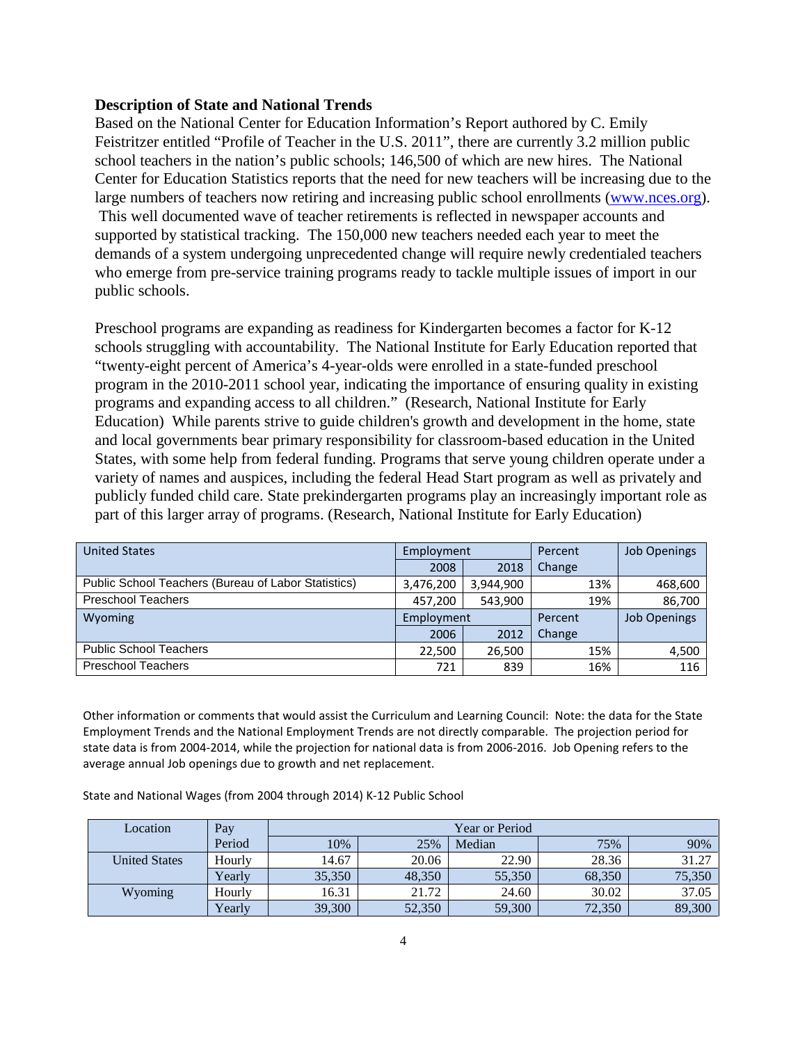**Description of State and National Trends**

Based on the National Center for Education Information's Report authored by C. Emily Feistritzer entitled "Profile of Teacher in the U.S. 2011", there are currently 3.2 million public school teachers in the nation's public schools; 146,500 of which are new hires. The National Center for Education Statistics reports that the need for new teachers will be increasing due to the large numbers of teachers now retiring and increasing public school enrollments (www.nces.org). This well documented wave of teacher retirements is reflected in newspaper accounts and supported by statistical tracking. The 150,000 new teachers needed each year to meet the demands of a system undergoing unprecedented change will require newly credentialed teachers who emerge from pre-service training programs ready to tackle multiple issues of import in our public schools.

Preschool programs are expanding as readiness for Kindergarten becomes a factor for K-12 schools struggling with accountability. The National Institute for Early Education reported that "twenty-eight percent of America's 4-year-olds were enrolled in a state-funded preschool program in the 2010-2011 school year, indicating the importance of ensuring quality in existing programs and expanding access to all children." (Research, National Institute for Early Education) While parents strive to guide children's growth and development in the home, state and local governments bear primary responsibility for classroom-based education in the United States, with some help from federal funding. Programs that serve young children operate under a variety of names and auspices, including the federal Head Start program as well as privately and publicly funded child care. State prekindergarten programs play an increasingly important role as part of this larger array of programs. (Research, National Institute for Early Education)

| United States | Employment | | Percent Change | Job Openings |
|---|---|---|---|---|
| | 2008 | 2018 | | |
| Public School Teachers (Bureau of Labor Statistics) | 3,476,200 | 3,944,900 | 13% | 468,600 |
| Preschool Teachers | 457,200 | 543,900 | 19% | 86,700 |
| **Wyoming** | **Employment** | | **Percent Change** | **Job Openings** |
| | 2006 | 2012 | | |
| Public School Teachers | 22,500 | 26,500 | 15% | 4,500 |
| Preschool Teachers | 721 | 839 | 16% | 116 |

Other information or comments that would assist the Curriculum and Learning Council: Note: the data for the State Employment Trends and the National Employment Trends are not directly comparable. The projection period for state data is from 2004-2014, while the projection for national data is from 2006-2016. Job Opening refers to the average annual Job openings due to growth and net replacement.

State and National Wages (from 2004 through 2014) K-12 Public School

| Location | Pay Period | Year or Period | | | | |
|---|---|---|---|---|---|---|
| | | 10% | 25% | Median | 75% | 90% |
| United States | Hourly | 14.67 | 20.06 | 22.90 | 28.36 | 31.27 |
| | Yearly | 35,350 | 48,350 | 55,350 | 68,350 | 75,350 |
| Wyoming | Hourly | 16.31 | 21.72 | 24.60 | 30.02 | 37.05 |
| | Yearly | 39,300 | 52,350 | 59,300 | 72,350 | 89,300 |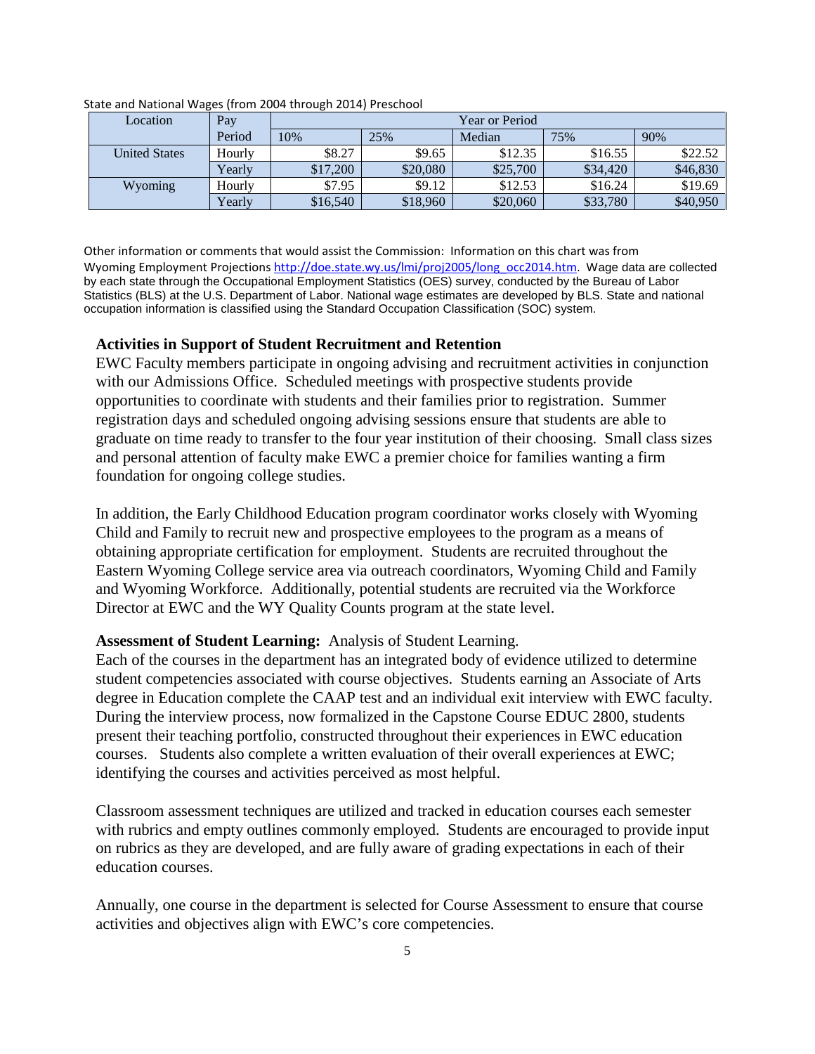State and National Wages (from 2004 through 2014) Preschool

| Location | Pay | Year or Period | | | | |
|---|---|---|---|---|---|---|
| | Period | 10% | 25% | Median | 75% | 90% |
| United States | Hourly | $8.27 | $9.65 | $12.35 | $16.55 | $22.52 |
| | Yearly | $17,200 | $20,080 | $25,700 | $34,420 | $46,830 |
| Wyoming | Hourly | $7.95 | $9.12 | $12.53 | $16.24 | $19.69 |
| | Yearly | $16,540 | $18,960 | $20,060 | $33,780 | $40,950 |

Other information or comments that would assist the Commission: Information on this chart was from Wyoming Employment Projections http://doe.state.wy.us/lmi/proj2005/long_occ2014.htm. Wage data are collected by each state through the Occupational Employment Statistics (OES) survey, conducted by the Bureau of Labor Statistics (BLS) at the U.S. Department of Labor. National wage estimates are developed by BLS. State and national occupation information is classified using the Standard Occupation Classification (SOC) system.

**Activities in Support of Student Recruitment and Retention**

EWC Faculty members participate in ongoing advising and recruitment activities in conjunction with our Admissions Office. Scheduled meetings with prospective students provide opportunities to coordinate with students and their families prior to registration. Summer registration days and scheduled ongoing advising sessions ensure that students are able to graduate on time ready to transfer to the four year institution of their choosing. Small class sizes and personal attention of faculty make EWC a premier choice for families wanting a firm foundation for ongoing college studies.

In addition, the Early Childhood Education program coordinator works closely with Wyoming Child and Family to recruit new and prospective employees to the program as a means of obtaining appropriate certification for employment. Students are recruited throughout the Eastern Wyoming College service area via outreach coordinators, Wyoming Child and Family and Wyoming Workforce. Additionally, potential students are recruited via the Workforce Director at EWC and the WY Quality Counts program at the state level.

**Assessment of Student Learning:** Analysis of Student Learning.

Each of the courses in the department has an integrated body of evidence utilized to determine student competencies associated with course objectives. Students earning an Associate of Arts degree in Education complete the CAAP test and an individual exit interview with EWC faculty. During the interview process, now formalized in the Capstone Course EDUC 2800, students present their teaching portfolio, constructed throughout their experiences in EWC education courses. Students also complete a written evaluation of their overall experiences at EWC; identifying the courses and activities perceived as most helpful.

Classroom assessment techniques are utilized and tracked in education courses each semester with rubrics and empty outlines commonly employed. Students are encouraged to provide input on rubrics as they are developed, and are fully aware of grading expectations in each of their education courses.

Annually, one course in the department is selected for Course Assessment to ensure that course activities and objectives align with EWC's core competencies.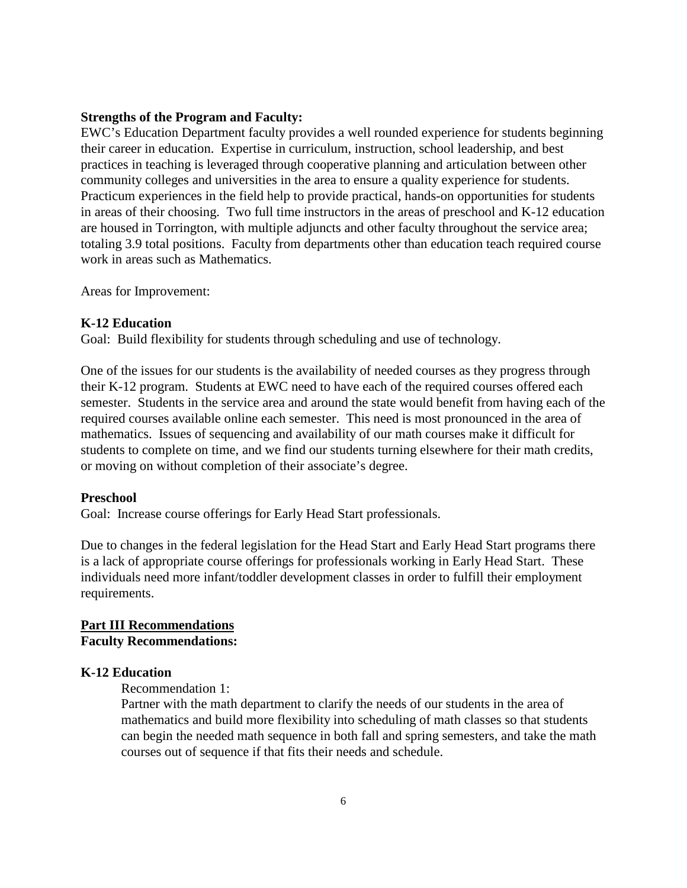**Strengths of the Program and Faculty:**
EWC's Education Department faculty provides a well rounded experience for students beginning their career in education. Expertise in curriculum, instruction, school leadership, and best practices in teaching is leveraged through cooperative planning and articulation between other community colleges and universities in the area to ensure a quality experience for students. Practicum experiences in the field help to provide practical, hands-on opportunities for students in areas of their choosing. Two full time instructors in the areas of preschool and K-12 education are housed in Torrington, with multiple adjuncts and other faculty throughout the service area; totaling 3.9 total positions. Faculty from departments other than education teach required course work in areas such as Mathematics.

Areas for Improvement:

**K-12 Education**
Goal: Build flexibility for students through scheduling and use of technology.

One of the issues for our students is the availability of needed courses as they progress through their K-12 program. Students at EWC need to have each of the required courses offered each semester. Students in the service area and around the state would benefit from having each of the required courses available online each semester. This need is most pronounced in the area of mathematics. Issues of sequencing and availability of our math courses make it difficult for students to complete on time, and we find our students turning elsewhere for their math credits, or moving on without completion of their associate's degree.

**Preschool**
Goal: Increase course offerings for Early Head Start professionals.

Due to changes in the federal legislation for the Head Start and Early Head Start programs there is a lack of appropriate course offerings for professionals working in Early Head Start. These individuals need more infant/toddler development classes in order to fulfill their employment requirements.

## Part III Recommendations

**Faculty Recommendations:**

**K-12 Education**

Recommendation 1:
Partner with the math department to clarify the needs of our students in the area of mathematics and build more flexibility into scheduling of math classes so that students can begin the needed math sequence in both fall and spring semesters, and take the math courses out of sequence if that fits their needs and schedule.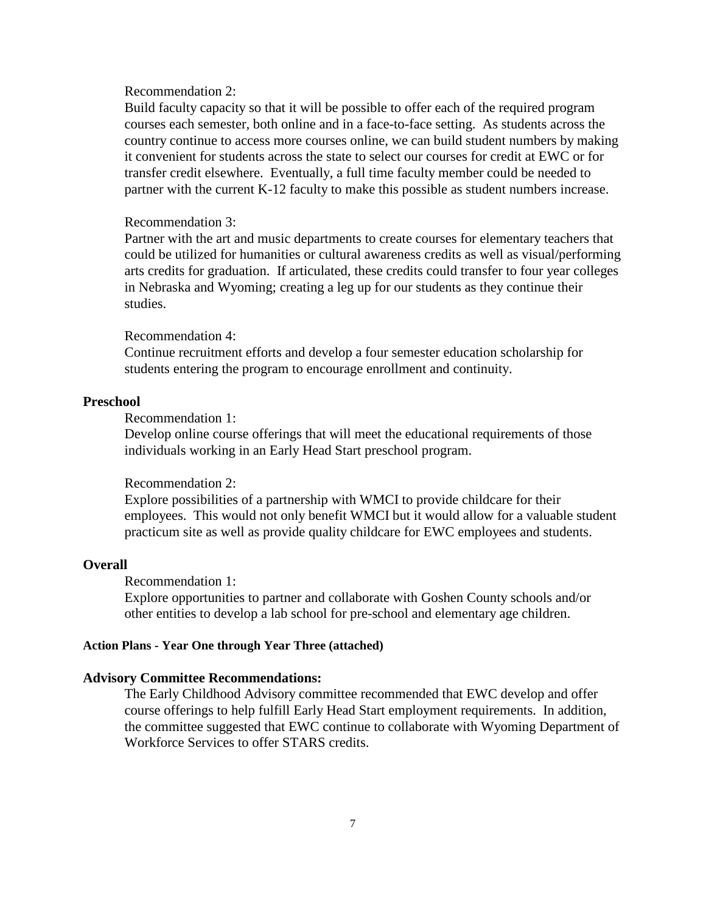Recommendation 2:

Build faculty capacity so that it will be possible to offer each of the required program courses each semester, both online and in a face-to-face setting. As students across the country continue to access more courses online, we can build student numbers by making it convenient for students across the state to select our courses for credit at EWC or for transfer credit elsewhere. Eventually, a full time faculty member could be needed to partner with the current K-12 faculty to make this possible as student numbers increase.

Recommendation 3:

Partner with the art and music departments to create courses for elementary teachers that could be utilized for humanities or cultural awareness credits as well as visual/performing arts credits for graduation. If articulated, these credits could transfer to four year colleges in Nebraska and Wyoming; creating a leg up for our students as they continue their studies.

Recommendation 4:

Continue recruitment efforts and develop a four semester education scholarship for students entering the program to encourage enrollment and continuity.

**Preschool**

Recommendation 1:

Develop online course offerings that will meet the educational requirements of those individuals working in an Early Head Start preschool program.

Recommendation 2:

Explore possibilities of a partnership with WMCI to provide childcare for their employees. This would not only benefit WMCI but it would allow for a valuable student practicum site as well as provide quality childcare for EWC employees and students.

**Overall**

Recommendation 1:

Explore opportunities to partner and collaborate with Goshen County schools and/or other entities to develop a lab school for pre-school and elementary age children.

**Action Plans - Year One through Year Three (attached)**

**Advisory Committee Recommendations:**

The Early Childhood Advisory committee recommended that EWC develop and offer course offerings to help fulfill Early Head Start employment requirements. In addition, the committee suggested that EWC continue to collaborate with Wyoming Department of Workforce Services to offer STARS credits.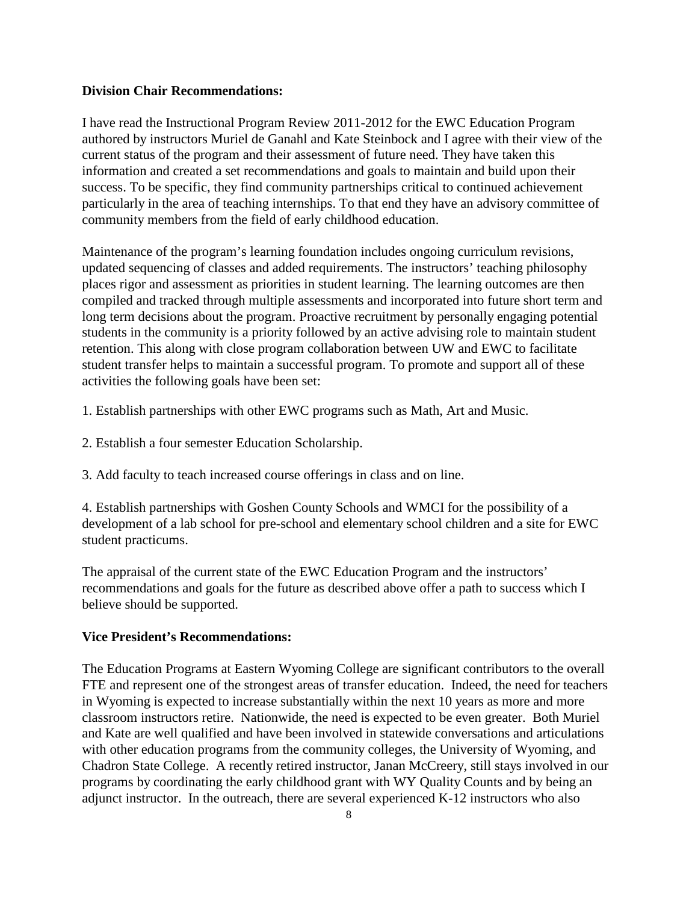**Division Chair Recommendations:**

I have read the Instructional Program Review 2011-2012 for the EWC Education Program authored by instructors Muriel de Ganahl and Kate Steinbock and I agree with their view of the current status of the program and their assessment of future need. They have taken this information and created a set recommendations and goals to maintain and build upon their success. To be specific, they find community partnerships critical to continued achievement particularly in the area of teaching internships. To that end they have an advisory committee of community members from the field of early childhood education.

Maintenance of the program's learning foundation includes ongoing curriculum revisions, updated sequencing of classes and added requirements. The instructors' teaching philosophy places rigor and assessment as priorities in student learning. The learning outcomes are then compiled and tracked through multiple assessments and incorporated into future short term and long term decisions about the program. Proactive recruitment by personally engaging potential students in the community is a priority followed by an active advising role to maintain student retention. This along with close program collaboration between UW and EWC to facilitate student transfer helps to maintain a successful program. To promote and support all of these activities the following goals have been set:

1. Establish partnerships with other EWC programs such as Math, Art and Music.

2. Establish a four semester Education Scholarship.

3. Add faculty to teach increased course offerings in class and on line.

4. Establish partnerships with Goshen County Schools and WMCI for the possibility of a development of a lab school for pre-school and elementary school children and a site for EWC student practicums.

The appraisal of the current state of the EWC Education Program and the instructors' recommendations and goals for the future as described above offer a path to success which I believe should be supported.

**Vice President's Recommendations:**

The Education Programs at Eastern Wyoming College are significant contributors to the overall FTE and represent one of the strongest areas of transfer education. Indeed, the need for teachers in Wyoming is expected to increase substantially within the next 10 years as more and more classroom instructors retire. Nationwide, the need is expected to be even greater. Both Muriel and Kate are well qualified and have been involved in statewide conversations and articulations with other education programs from the community colleges, the University of Wyoming, and Chadron State College. A recently retired instructor, Janan McCreery, still stays involved in our programs by coordinating the early childhood grant with WY Quality Counts and by being an adjunct instructor. In the outreach, there are several experienced K-12 instructors who also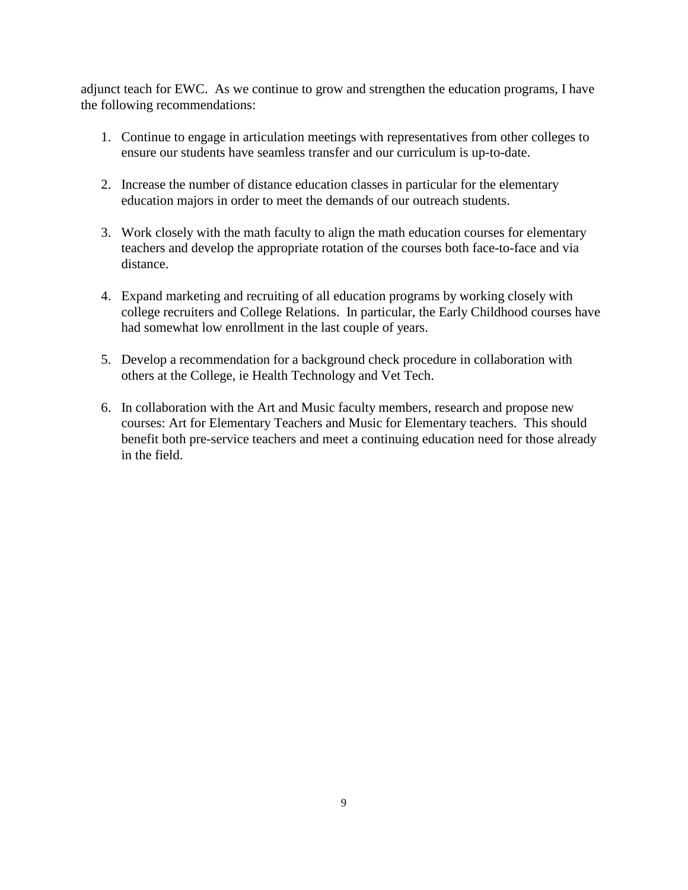adjunct teach for EWC. As we continue to grow and strengthen the education programs, I have the following recommendations:

1. Continue to engage in articulation meetings with representatives from other colleges to ensure our students have seamless transfer and our curriculum is up-to-date.

2. Increase the number of distance education classes in particular for the elementary education majors in order to meet the demands of our outreach students.

3. Work closely with the math faculty to align the math education courses for elementary teachers and develop the appropriate rotation of the courses both face-to-face and via distance.

4. Expand marketing and recruiting of all education programs by working closely with college recruiters and College Relations. In particular, the Early Childhood courses have had somewhat low enrollment in the last couple of years.

5. Develop a recommendation for a background check procedure in collaboration with others at the College, ie Health Technology and Vet Tech.

6. In collaboration with the Art and Music faculty members, research and propose new courses: Art for Elementary Teachers and Music for Elementary teachers. This should benefit both pre-service teachers and meet a continuing education need for those already in the field.